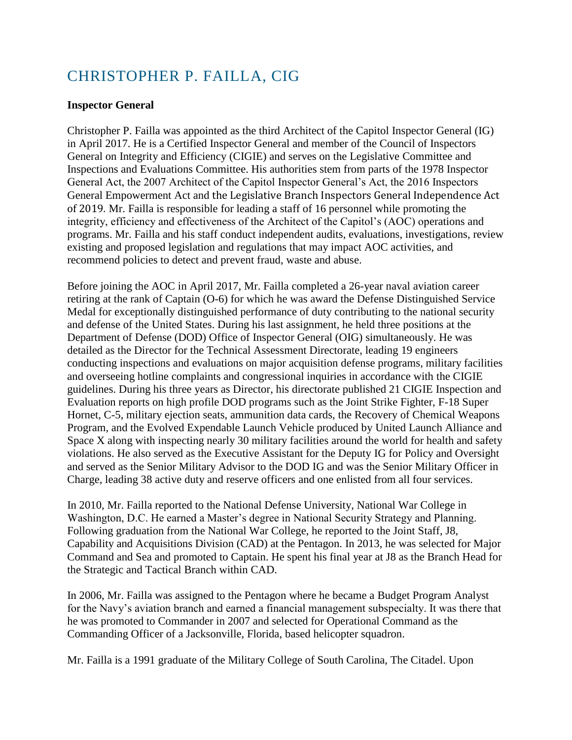# CHRISTOPHER P. FAILLA, CIG

**Inspector General**

Christopher P. Failla was appointed as the third Architect of the Capitol Inspector General (IG) in April 2017. He is a Certified Inspector General and member of the Council of Inspectors General on Integrity and Efficiency (CIGIE) and serves on the Legislative Committee and Inspections and Evaluations Committee. His authorities stem from parts of the 1978 Inspector General Act, the 2007 Architect of the Capitol Inspector General's Act, the 2016 Inspectors General Empowerment Act and the Legislative Branch Inspectors General Independence Act of 2019. Mr. Failla is responsible for leading a staff of 16 personnel while promoting the integrity, efficiency and effectiveness of the Architect of the Capitol's (AOC) operations and programs. Mr. Failla and his staff conduct independent audits, evaluations, investigations, review existing and proposed legislation and regulations that may impact AOC activities, and recommend policies to detect and prevent fraud, waste and abuse.

Before joining the AOC in April 2017, Mr. Failla completed a 26-year naval aviation career retiring at the rank of Captain (O-6) for which he was award the Defense Distinguished Service Medal for exceptionally distinguished performance of duty contributing to the national security and defense of the United States. During his last assignment, he held three positions at the Department of Defense (DOD) Office of Inspector General (OIG) simultaneously. He was detailed as the Director for the Technical Assessment Directorate, leading 19 engineers conducting inspections and evaluations on major acquisition defense programs, military facilities and overseeing hotline complaints and congressional inquiries in accordance with the CIGIE guidelines. During his three years as Director, his directorate published 21 CIGIE Inspection and Evaluation reports on high profile DOD programs such as the Joint Strike Fighter, F-18 Super Hornet, C-5, military ejection seats, ammunition data cards, the Recovery of Chemical Weapons Program, and the Evolved Expendable Launch Vehicle produced by United Launch Alliance and Space X along with inspecting nearly 30 military facilities around the world for health and safety violations. He also served as the Executive Assistant for the Deputy IG for Policy and Oversight and served as the Senior Military Advisor to the DOD IG and was the Senior Military Officer in Charge, leading 38 active duty and reserve officers and one enlisted from all four services.

In 2010, Mr. Failla reported to the National Defense University, National War College in Washington, D.C. He earned a Master's degree in National Security Strategy and Planning. Following graduation from the National War College, he reported to the Joint Staff, J8, Capability and Acquisitions Division (CAD) at the Pentagon. In 2013, he was selected for Major Command and Sea and promoted to Captain. He spent his final year at J8 as the Branch Head for the Strategic and Tactical Branch within CAD.

In 2006, Mr. Failla was assigned to the Pentagon where he became a Budget Program Analyst for the Navy's aviation branch and earned a financial management subspecialty. It was there that he was promoted to Commander in 2007 and selected for Operational Command as the Commanding Officer of a Jacksonville, Florida, based helicopter squadron.

Mr. Failla is a 1991 graduate of the Military College of South Carolina, The Citadel. Upon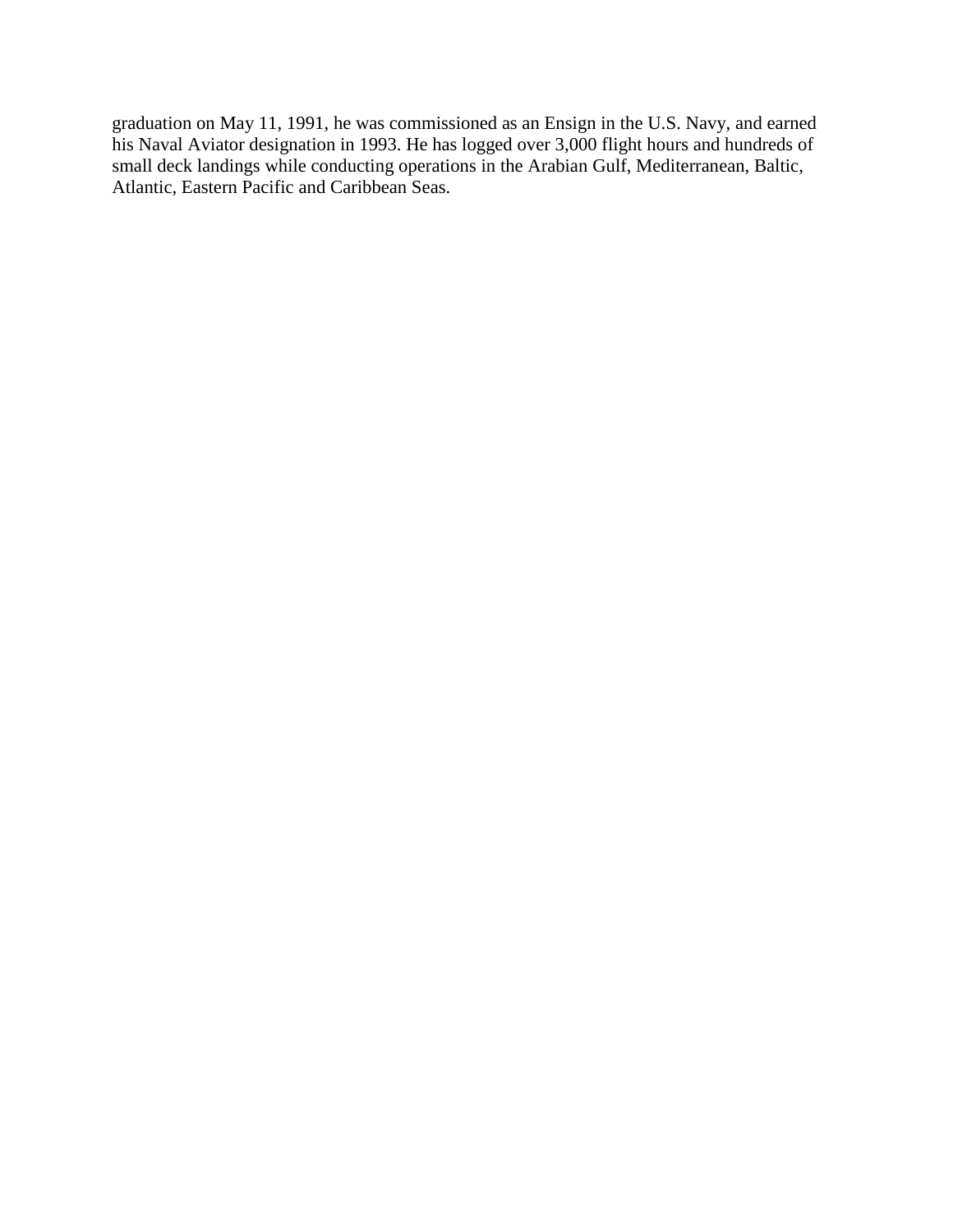graduation on May 11, 1991, he was commissioned as an Ensign in the U.S. Navy, and earned his Naval Aviator designation in 1993. He has logged over 3,000 flight hours and hundreds of small deck landings while conducting operations in the Arabian Gulf, Mediterranean, Baltic, Atlantic, Eastern Pacific and Caribbean Seas.